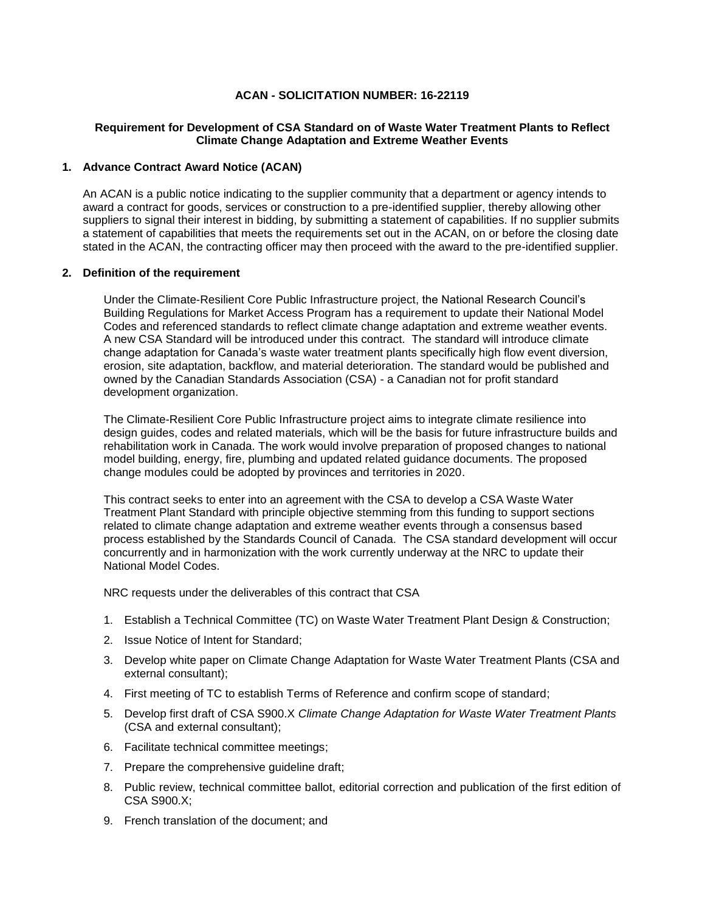**ACAN - SOLICITATION NUMBER: 16-22119**

**Requirement for Development of CSA Standard on of Waste Water Treatment Plants to Reflect Climate Change Adaptation and Extreme Weather Events**

## 1. Advance Contract Award Notice (ACAN)

An ACAN is a public notice indicating to the supplier community that a department or agency intends to award a contract for goods, services or construction to a pre-identified supplier, thereby allowing other suppliers to signal their interest in bidding, by submitting a statement of capabilities. If no supplier submits a statement of capabilities that meets the requirements set out in the ACAN, on or before the closing date stated in the ACAN, the contracting officer may then proceed with the award to the pre-identified supplier.

## 2. Definition of the requirement

Under the Climate-Resilient Core Public Infrastructure project, the National Research Council's Building Regulations for Market Access Program has a requirement to update their National Model Codes and referenced standards to reflect climate change adaptation and extreme weather events. A new CSA Standard will be introduced under this contract. The standard will introduce climate change adaptation for Canada's waste water treatment plants specifically high flow event diversion, erosion, site adaptation, backflow, and material deterioration. The standard would be published and owned by the Canadian Standards Association (CSA) - a Canadian not for profit standard development organization.

The Climate-Resilient Core Public Infrastructure project aims to integrate climate resilience into design guides, codes and related materials, which will be the basis for future infrastructure builds and rehabilitation work in Canada. The work would involve preparation of proposed changes to national model building, energy, fire, plumbing and updated related guidance documents. The proposed change modules could be adopted by provinces and territories in 2020.

This contract seeks to enter into an agreement with the CSA to develop a CSA Waste Water Treatment Plant Standard with principle objective stemming from this funding to support sections related to climate change adaptation and extreme weather events through a consensus based process established by the Standards Council of Canada. The CSA standard development will occur concurrently and in harmonization with the work currently underway at the NRC to update their National Model Codes.

NRC requests under the deliverables of this contract that CSA

1. Establish a Technical Committee (TC) on Waste Water Treatment Plant Design & Construction;
2. Issue Notice of Intent for Standard;
3. Develop white paper on Climate Change Adaptation for Waste Water Treatment Plants (CSA and external consultant);
4. First meeting of TC to establish Terms of Reference and confirm scope of standard;
5. Develop first draft of CSA S900.X *Climate Change Adaptation for Waste Water Treatment Plants* (CSA and external consultant);
6. Facilitate technical committee meetings;
7. Prepare the comprehensive guideline draft;
8. Public review, technical committee ballot, editorial correction and publication of the first edition of CSA S900.X;
9. French translation of the document; and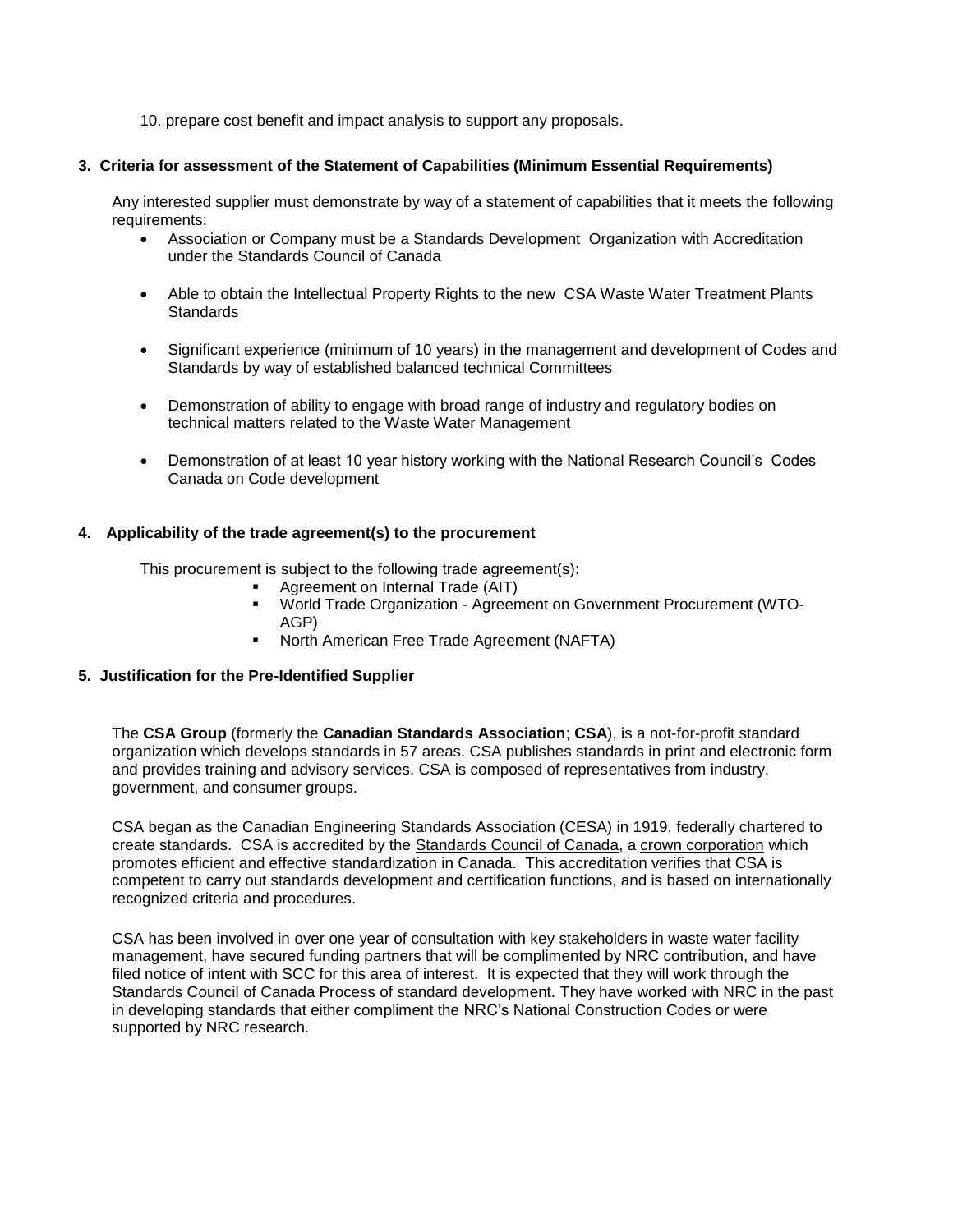10. prepare cost benefit and impact analysis to support any proposals.

**3. Criteria for assessment of the Statement of Capabilities (Minimum Essential Requirements)**

Any interested supplier must demonstrate by way of a statement of capabilities that it meets the following requirements:

- Association or Company must be a Standards Development Organization with Accreditation under the Standards Council of Canada
- Able to obtain the Intellectual Property Rights to the new CSA Waste Water Treatment Plants Standards
- Significant experience (minimum of 10 years) in the management and development of Codes and Standards by way of established balanced technical Committees
- Demonstration of ability to engage with broad range of industry and regulatory bodies on technical matters related to the Waste Water Management
- Demonstration of at least 10 year history working with the National Research Council's Codes Canada on Code development

**4. Applicability of the trade agreement(s) to the procurement**

This procurement is subject to the following trade agreement(s):

- Agreement on Internal Trade (AIT)
- World Trade Organization - Agreement on Government Procurement (WTO-AGP)
- North American Free Trade Agreement (NAFTA)

**5. Justification for the Pre-Identified Supplier**

The **CSA Group** (formerly the **Canadian Standards Association**; **CSA**), is a not-for-profit standard organization which develops standards in 57 areas. CSA publishes standards in print and electronic form and provides training and advisory services. CSA is composed of representatives from industry, government, and consumer groups.

CSA began as the Canadian Engineering Standards Association (CESA) in 1919, federally chartered to create standards. CSA is accredited by the Standards Council of Canada, a crown corporation which promotes efficient and effective standardization in Canada. This accreditation verifies that CSA is competent to carry out standards development and certification functions, and is based on internationally recognized criteria and procedures.

CSA has been involved in over one year of consultation with key stakeholders in waste water facility management, have secured funding partners that will be complimented by NRC contribution, and have filed notice of intent with SCC for this area of interest. It is expected that they will work through the Standards Council of Canada Process of standard development. They have worked with NRC in the past in developing standards that either compliment the NRC's National Construction Codes or were supported by NRC research.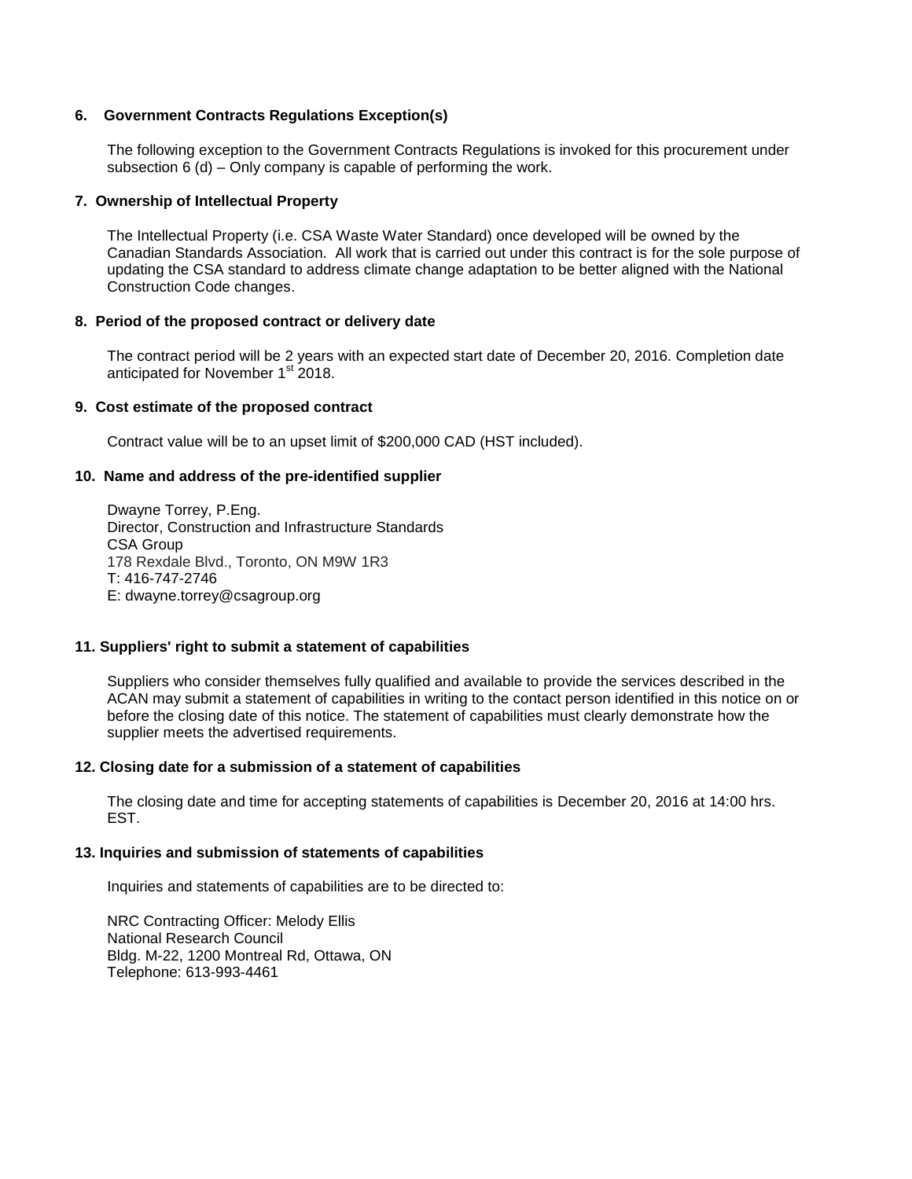## 6. Government Contracts Regulations Exception(s)

The following exception to the Government Contracts Regulations is invoked for this procurement under subsection 6 (d) – Only company is capable of performing the work.

## 7. Ownership of Intellectual Property

The Intellectual Property (i.e. CSA Waste Water Standard) once developed will be owned by the Canadian Standards Association. All work that is carried out under this contract is for the sole purpose of updating the CSA standard to address climate change adaptation to be better aligned with the National Construction Code changes.

## 8. Period of the proposed contract or delivery date

The contract period will be 2 years with an expected start date of December 20, 2016. Completion date anticipated for November 1st 2018.

## 9. Cost estimate of the proposed contract

Contract value will be to an upset limit of $200,000 CAD (HST included).

## 10. Name and address of the pre-identified supplier

Dwayne Torrey, P.Eng.
Director, Construction and Infrastructure Standards
CSA Group
178 Rexdale Blvd., Toronto, ON M9W 1R3
T: 416-747-2746
E: dwayne.torrey@csagroup.org

## 11. Suppliers' right to submit a statement of capabilities

Suppliers who consider themselves fully qualified and available to provide the services described in the ACAN may submit a statement of capabilities in writing to the contact person identified in this notice on or before the closing date of this notice. The statement of capabilities must clearly demonstrate how the supplier meets the advertised requirements.

## 12. Closing date for a submission of a statement of capabilities

The closing date and time for accepting statements of capabilities is December 20, 2016 at 14:00 hrs. EST.

## 13. Inquiries and submission of statements of capabilities

Inquiries and statements of capabilities are to be directed to:

NRC Contracting Officer: Melody Ellis
National Research Council
Bldg. M-22, 1200 Montreal Rd, Ottawa, ON
Telephone: 613-993-4461